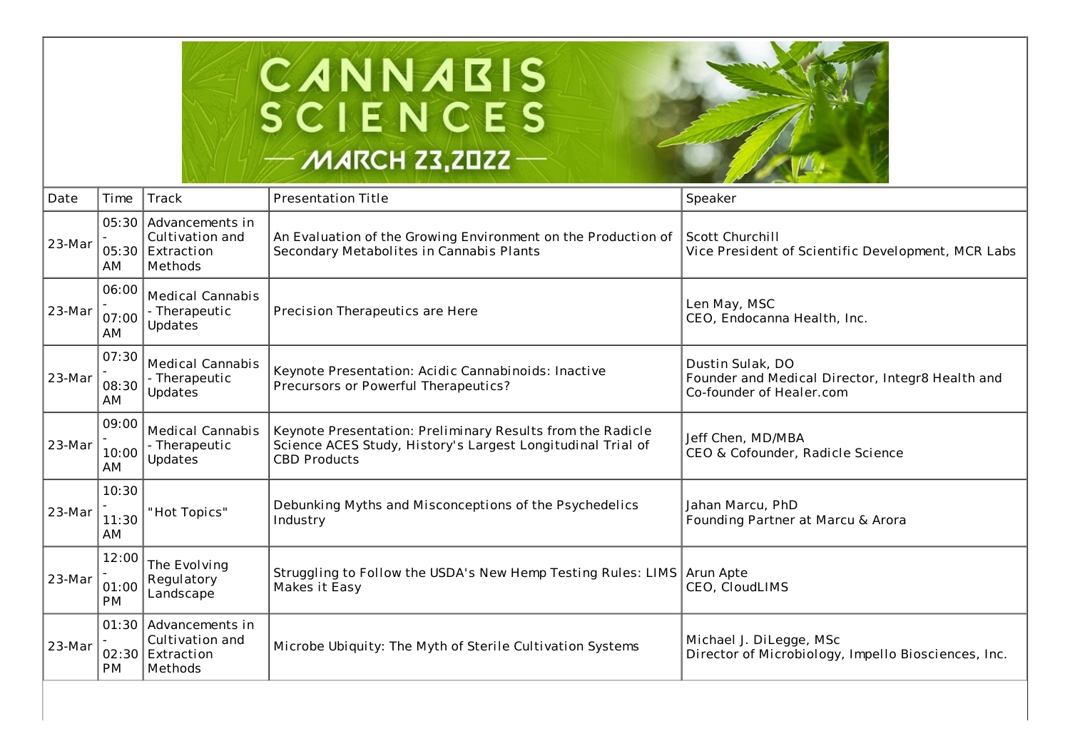# CANNABIS SCIENCES — MARCH 23, 2022 —

| Date | Time | Track | Presentation Title | Speaker |
|---|---|---|---|---|
| 23-Mar | 05:30 - 05:30 AM | Advancements in Cultivation and Extraction Methods | An Evaluation of the Growing Environment on the Production of Secondary Metabolites in Cannabis Plants | Scott Churchill<br>Vice President of Scientific Development, MCR Labs |
| 23-Mar | 06:00 - 07:00 AM | Medical Cannabis - Therapeutic Updates | Precision Therapeutics are Here | Len May, MSC<br>CEO, Endocanna Health, Inc. |
| 23-Mar | 07:30 - 08:30 AM | Medical Cannabis - Therapeutic Updates | Keynote Presentation: Acidic Cannabinoids: Inactive Precursors or Powerful Therapeutics? | Dustin Sulak, DO<br>Founder and Medical Director, Integr8 Health and Co-founder of Healer.com |
| 23-Mar | 09:00 - 10:00 AM | Medical Cannabis - Therapeutic Updates | Keynote Presentation: Preliminary Results from the Radicle Science ACES Study, History's Largest Longitudinal Trial of CBD Products | Jeff Chen, MD/MBA<br>CEO & Cofounder, Radicle Science |
| 23-Mar | 10:30 - 11:30 AM | "Hot Topics" | Debunking Myths and Misconceptions of the Psychedelics Industry | Jahan Marcu, PhD<br>Founding Partner at Marcu & Arora |
| 23-Mar | 12:00 - 01:00 PM | The Evolving Regulatory Landscape | Struggling to Follow the USDA's New Hemp Testing Rules: LIMS Makes it Easy | Arun Apte<br>CEO, CloudLIMS |
| 23-Mar | 01:30 - 02:30 PM | Advancements in Cultivation and Extraction Methods | Microbe Ubiquity: The Myth of Sterile Cultivation Systems | Michael J. DiLegge, MSc<br>Director of Microbiology, Impello Biosciences, Inc. |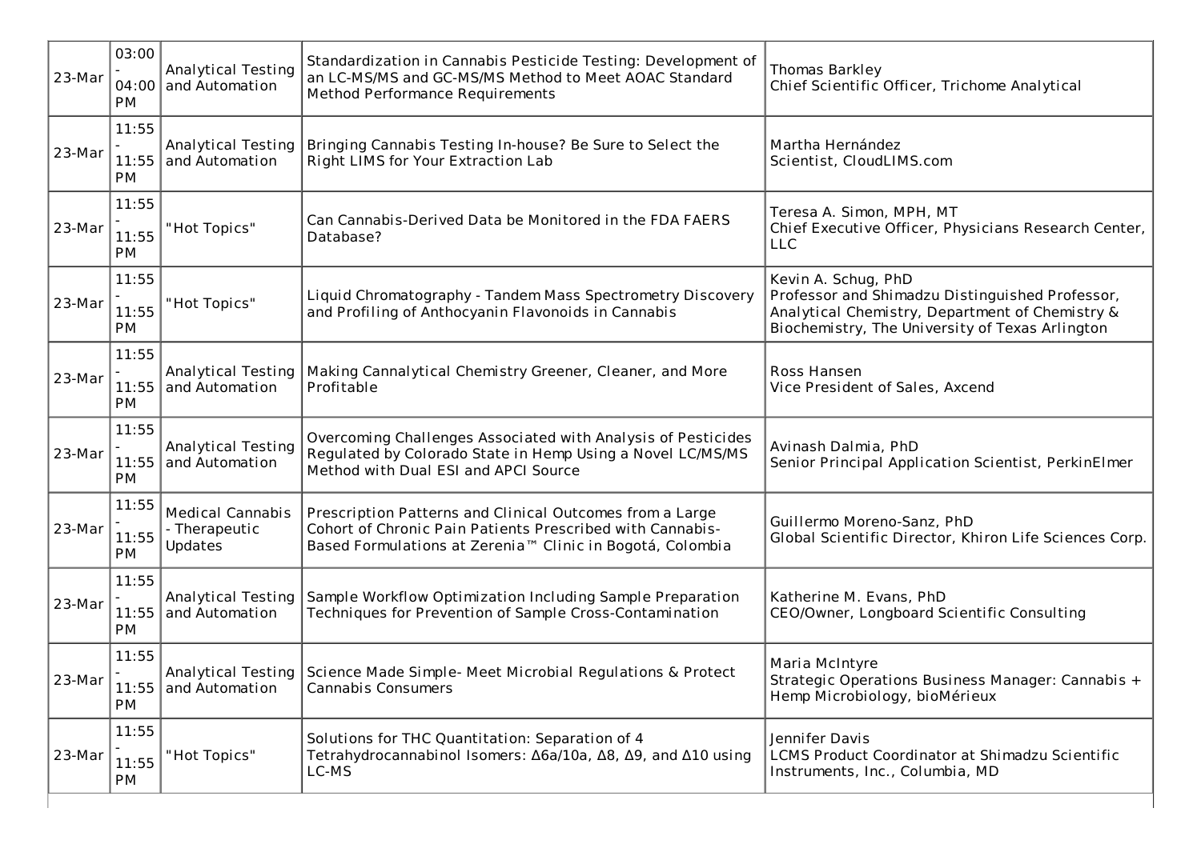| 23-Mar | 03:00 - 04:00 PM | Analytical Testing and Automation | Standardization in Cannabis Pesticide Testing: Development of an LC-MS/MS and GC-MS/MS Method to Meet AOAC Standard Method Performance Requirements | Thomas Barkley<br>Chief Scientific Officer, Trichome Analytical |
|---|---|---|---|---|
| 23-Mar | 11:55 - 11:55 PM | Analytical Testing and Automation | Bringing Cannabis Testing In-house? Be Sure to Select the Right LIMS for Your Extraction Lab | Martha Hernández<br>Scientist, CloudLIMS.com |
| 23-Mar | 11:55 - 11:55 PM | "Hot Topics" | Can Cannabis-Derived Data be Monitored in the FDA FAERS Database? | Teresa A. Simon, MPH, MT<br>Chief Executive Officer, Physicians Research Center, LLC |
| 23-Mar | 11:55 - 11:55 PM | "Hot Topics" | Liquid Chromatography - Tandem Mass Spectrometry Discovery and Profiling of Anthocyanin Flavonoids in Cannabis | Kevin A. Schug, PhD<br>Professor and Shimadzu Distinguished Professor, Analytical Chemistry, Department of Chemistry & Biochemistry, The University of Texas Arlington |
| 23-Mar | 11:55 - 11:55 PM | Analytical Testing and Automation | Making Cannalytical Chemistry Greener, Cleaner, and More Profitable | Ross Hansen<br>Vice President of Sales, Axcend |
| 23-Mar | 11:55 - 11:55 PM | Analytical Testing and Automation | Overcoming Challenges Associated with Analysis of Pesticides Regulated by Colorado State in Hemp Using a Novel LC/MS/MS Method with Dual ESI and APCI Source | Avinash Dalmia, PhD<br>Senior Principal Application Scientist, PerkinElmer |
| 23-Mar | 11:55 - 11:55 PM | Medical Cannabis - Therapeutic Updates | Prescription Patterns and Clinical Outcomes from a Large Cohort of Chronic Pain Patients Prescribed with Cannabis-Based Formulations at Zerenia™ Clinic in Bogotá, Colombia | Guillermo Moreno-Sanz, PhD<br>Global Scientific Director, Khiron Life Sciences Corp. |
| 23-Mar | 11:55 - 11:55 PM | Analytical Testing and Automation | Sample Workflow Optimization Including Sample Preparation Techniques for Prevention of Sample Cross-Contamination | Katherine M. Evans, PhD<br>CEO/Owner, Longboard Scientific Consulting |
| 23-Mar | 11:55 - 11:55 PM | Analytical Testing and Automation | Science Made Simple- Meet Microbial Regulations & Protect Cannabis Consumers | Maria McIntyre<br>Strategic Operations Business Manager: Cannabis + Hemp Microbiology, bioMérieux |
| 23-Mar | 11:55 - 11:55 PM | "Hot Topics" | Solutions for THC Quantitation: Separation of 4 Tetrahydrocannabinol Isomers: Δ6a/10a, Δ8, Δ9, and Δ10 using LC-MS | Jennifer Davis<br>LCMS Product Coordinator at Shimadzu Scientific Instruments, Inc., Columbia, MD |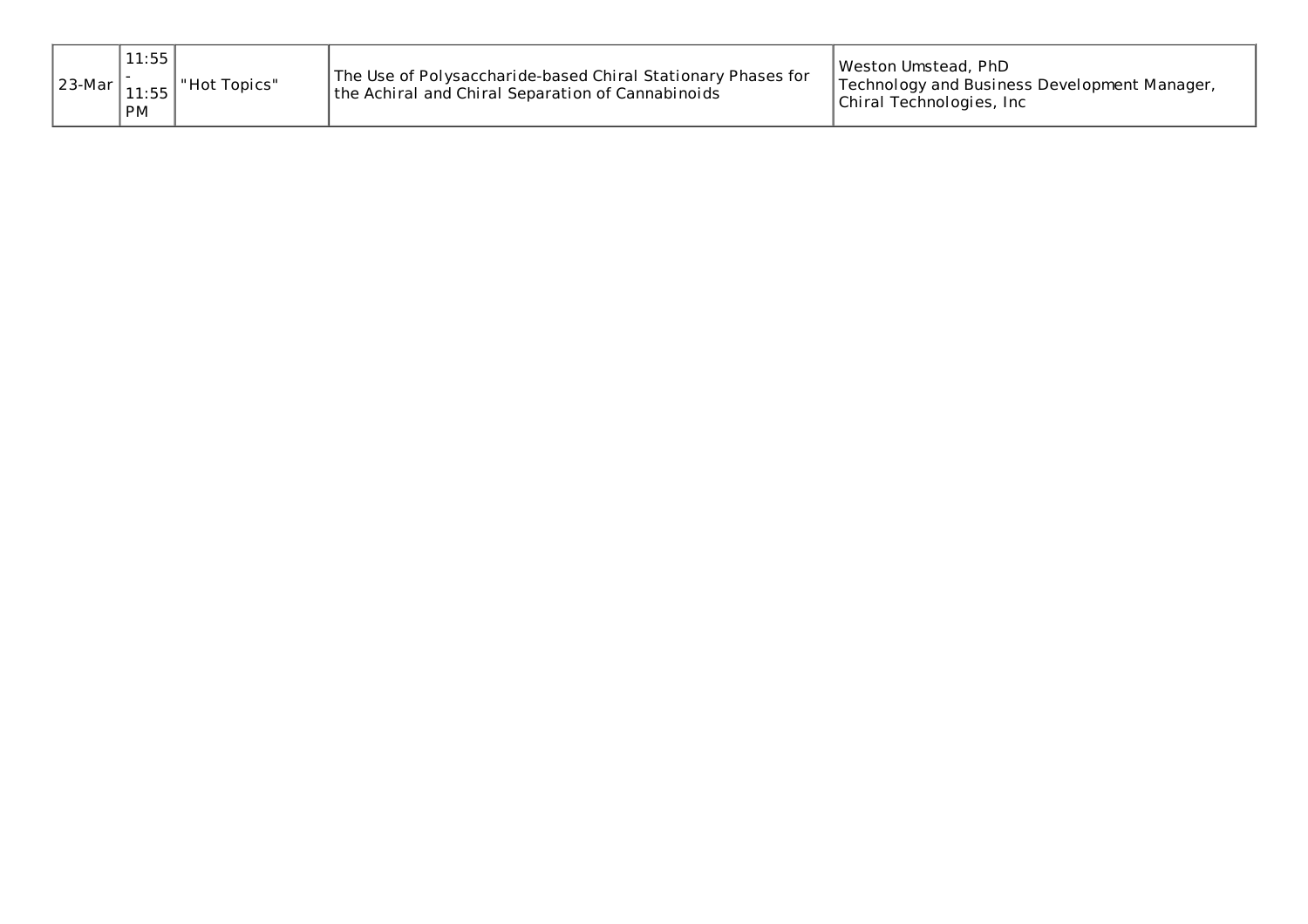| | | | | |
|---|---|---|---|---|
| 23-Mar | 11:55 - 11:55 PM | "Hot Topics" | The Use of Polysaccharide-based Chiral Stationary Phases for the Achiral and Chiral Separation of Cannabinoids | Weston Umstead, PhD<br>Technology and Business Development Manager, Chiral Technologies, Inc |